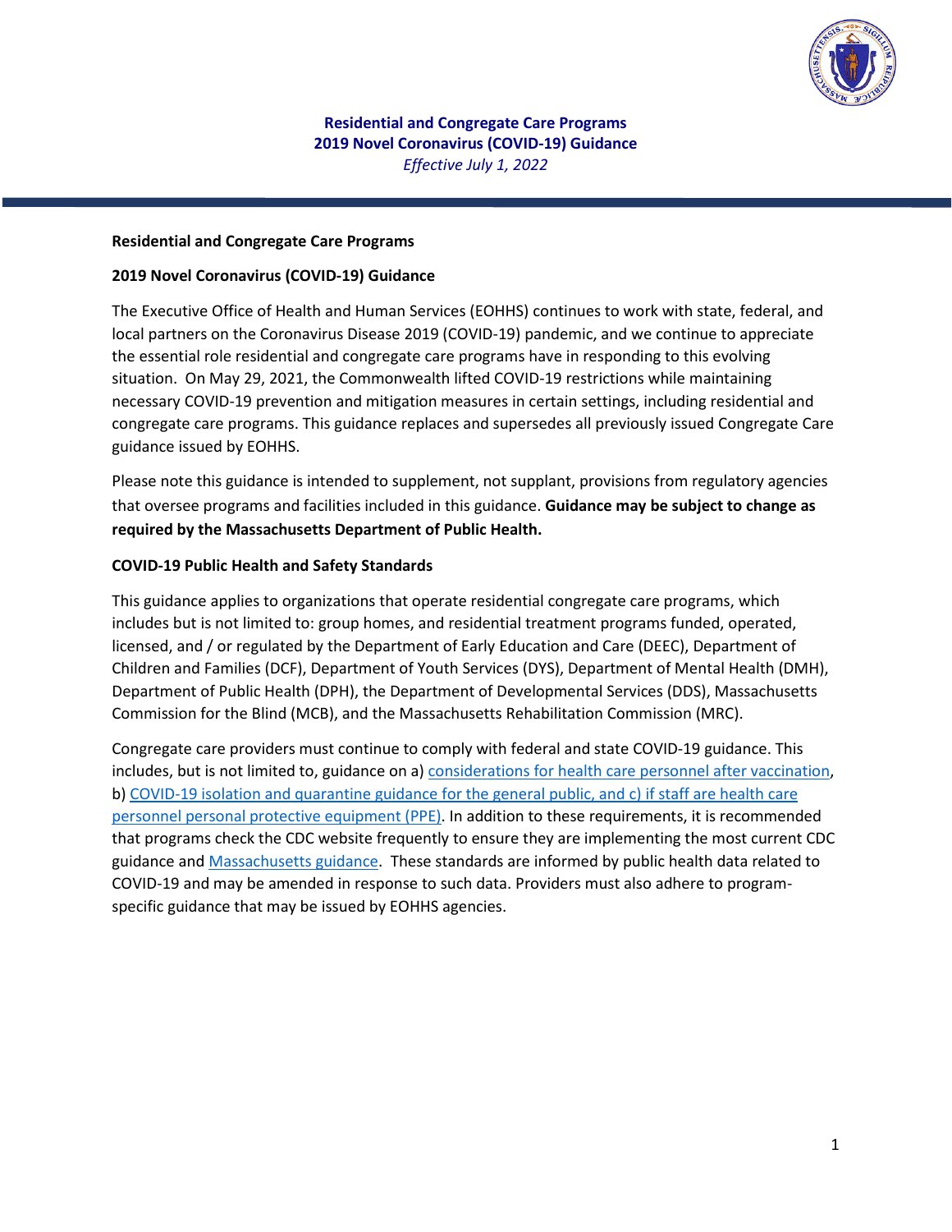# Residential and Congregate Care Programs
# 2019 Novel Coronavirus (COVID-19) Guidance

*Effective July 1, 2022*

**Residential and Congregate Care Programs**

**2019 Novel Coronavirus (COVID-19) Guidance**

The Executive Office of Health and Human Services (EOHHS) continues to work with state, federal, and local partners on the Coronavirus Disease 2019 (COVID-19) pandemic, and we continue to appreciate the essential role residential and congregate care programs have in responding to this evolving situation. On May 29, 2021, the Commonwealth lifted COVID-19 restrictions while maintaining necessary COVID-19 prevention and mitigation measures in certain settings, including residential and congregate care programs. This guidance replaces and supersedes all previously issued Congregate Care guidance issued by EOHHS.

Please note this guidance is intended to supplement, not supplant, provisions from regulatory agencies that oversee programs and facilities included in this guidance. **Guidance may be subject to change as required by the Massachusetts Department of Public Health.**

**COVID-19 Public Health and Safety Standards**

This guidance applies to organizations that operate residential congregate care programs, which includes but is not limited to: group homes, and residential treatment programs funded, operated, licensed, and / or regulated by the Department of Early Education and Care (DEEC), Department of Children and Families (DCF), Department of Youth Services (DYS), Department of Mental Health (DMH), Department of Public Health (DPH), the Department of Developmental Services (DDS), Massachusetts Commission for the Blind (MCB), and the Massachusetts Rehabilitation Commission (MRC).

Congregate care providers must continue to comply with federal and state COVID-19 guidance. This includes, but is not limited to, guidance on a) considerations for health care personnel after vaccination, b) COVID-19 isolation and quarantine guidance for the general public, and c) if staff are health care personnel personal protective equipment (PPE). In addition to these requirements, it is recommended that programs check the CDC website frequently to ensure they are implementing the most current CDC guidance and Massachusetts guidance. These standards are informed by public health data related to COVID-19 and may be amended in response to such data. Providers must also adhere to program-specific guidance that may be issued by EOHHS agencies.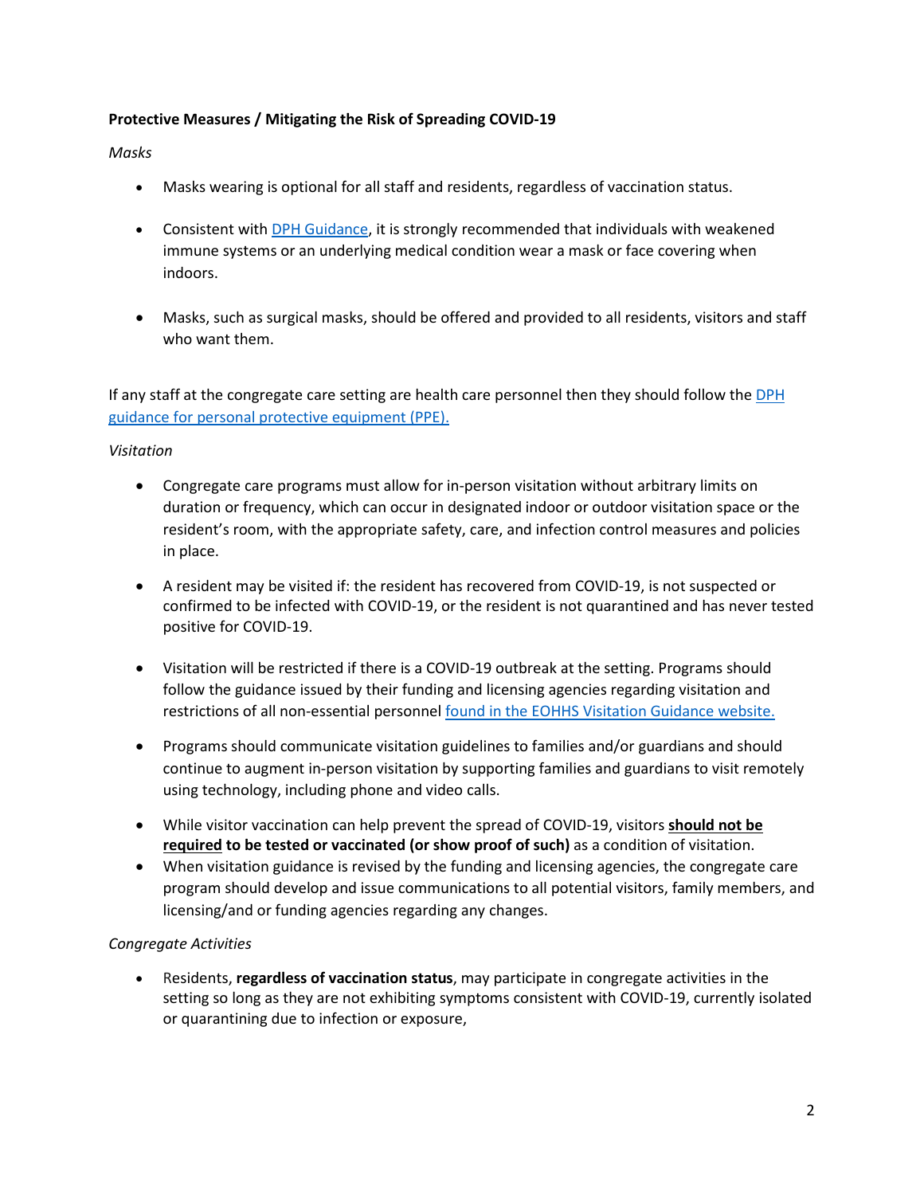**Protective Measures / Mitigating the Risk of Spreading COVID-19**

*Masks*

- Masks wearing is optional for all staff and residents, regardless of vaccination status.
- Consistent with [DPH Guidance](), it is strongly recommended that individuals with weakened immune systems or an underlying medical condition wear a mask or face covering when indoors.
- Masks, such as surgical masks, should be offered and provided to all residents, visitors and staff who want them.

If any staff at the congregate care setting are health care personnel then they should follow the [DPH guidance for personal protective equipment (PPE).]()

*Visitation*

- Congregate care programs must allow for in-person visitation without arbitrary limits on duration or frequency, which can occur in designated indoor or outdoor visitation space or the resident's room, with the appropriate safety, care, and infection control measures and policies in place.
- A resident may be visited if: the resident has recovered from COVID-19, is not suspected or confirmed to be infected with COVID-19, or the resident is not quarantined and has never tested positive for COVID-19.
- Visitation will be restricted if there is a COVID-19 outbreak at the setting. Programs should follow the guidance issued by their funding and licensing agencies regarding visitation and restrictions of all non-essential personnel [found in the EOHHS Visitation Guidance website.]()
- Programs should communicate visitation guidelines to families and/or guardians and should continue to augment in-person visitation by supporting families and guardians to visit remotely using technology, including phone and video calls.
- While visitor vaccination can help prevent the spread of COVID-19, visitors **should not be required to be tested or vaccinated (or show proof of such)** as a condition of visitation.
- When visitation guidance is revised by the funding and licensing agencies, the congregate care program should develop and issue communications to all potential visitors, family members, and licensing/and or funding agencies regarding any changes.

*Congregate Activities*

- Residents, **regardless of vaccination status**, may participate in congregate activities in the setting so long as they are not exhibiting symptoms consistent with COVID-19, currently isolated or quarantining due to infection or exposure,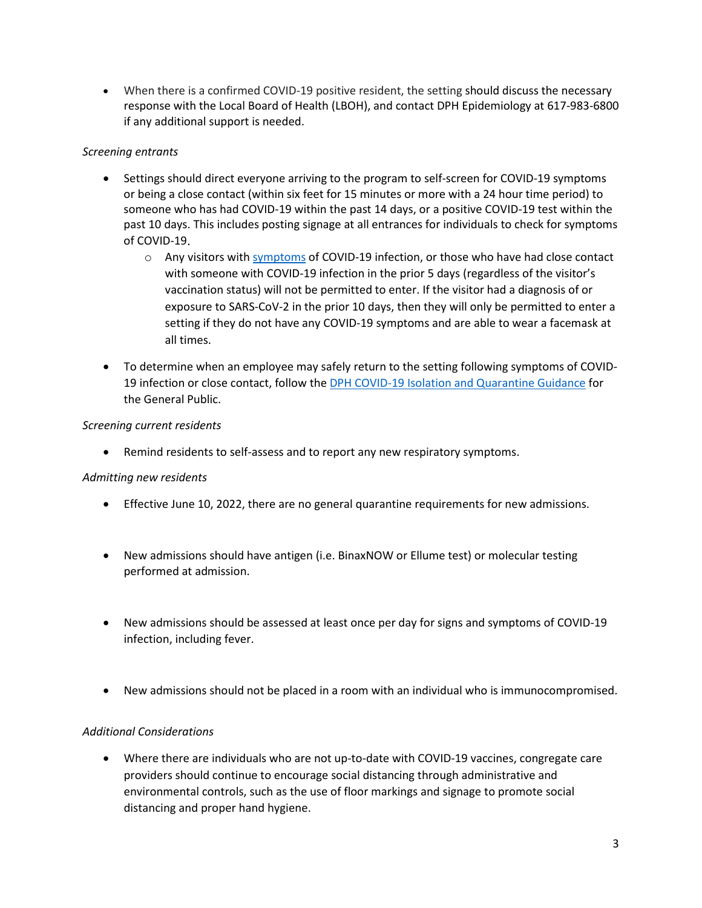- When there is a confirmed COVID-19 positive resident, the setting should discuss the necessary response with the Local Board of Health (LBOH), and contact DPH Epidemiology at 617-983-6800 if any additional support is needed.

*Screening entrants*

- Settings should direct everyone arriving to the program to self-screen for COVID-19 symptoms or being a close contact (within six feet for 15 minutes or more with a 24 hour time period) to someone who has had COVID-19 within the past 14 days, or a positive COVID-19 test within the past 10 days. This includes posting signage at all entrances for individuals to check for symptoms of COVID-19.
  - Any visitors with [symptoms](symptoms) of COVID-19 infection, or those who have had close contact with someone with COVID-19 infection in the prior 5 days (regardless of the visitor's vaccination status) will not be permitted to enter. If the visitor had a diagnosis of or exposure to SARS-CoV-2 in the prior 10 days, then they will only be permitted to enter a setting if they do not have any COVID-19 symptoms and are able to wear a facemask at all times.
- To determine when an employee may safely return to the setting following symptoms of COVID-19 infection or close contact, follow the [DPH COVID-19 Isolation and Quarantine Guidance](DPH COVID-19 Isolation and Quarantine Guidance) for the General Public.

*Screening current residents*

- Remind residents to self-assess and to report any new respiratory symptoms.

*Admitting new residents*

- Effective June 10, 2022, there are no general quarantine requirements for new admissions.
- New admissions should have antigen (i.e. BinaxNOW or Ellume test) or molecular testing performed at admission.
- New admissions should be assessed at least once per day for signs and symptoms of COVID-19 infection, including fever.
- New admissions should not be placed in a room with an individual who is immunocompromised.

*Additional Considerations*

- Where there are individuals who are not up-to-date with COVID-19 vaccines, congregate care providers should continue to encourage social distancing through administrative and environmental controls, such as the use of floor markings and signage to promote social distancing and proper hand hygiene.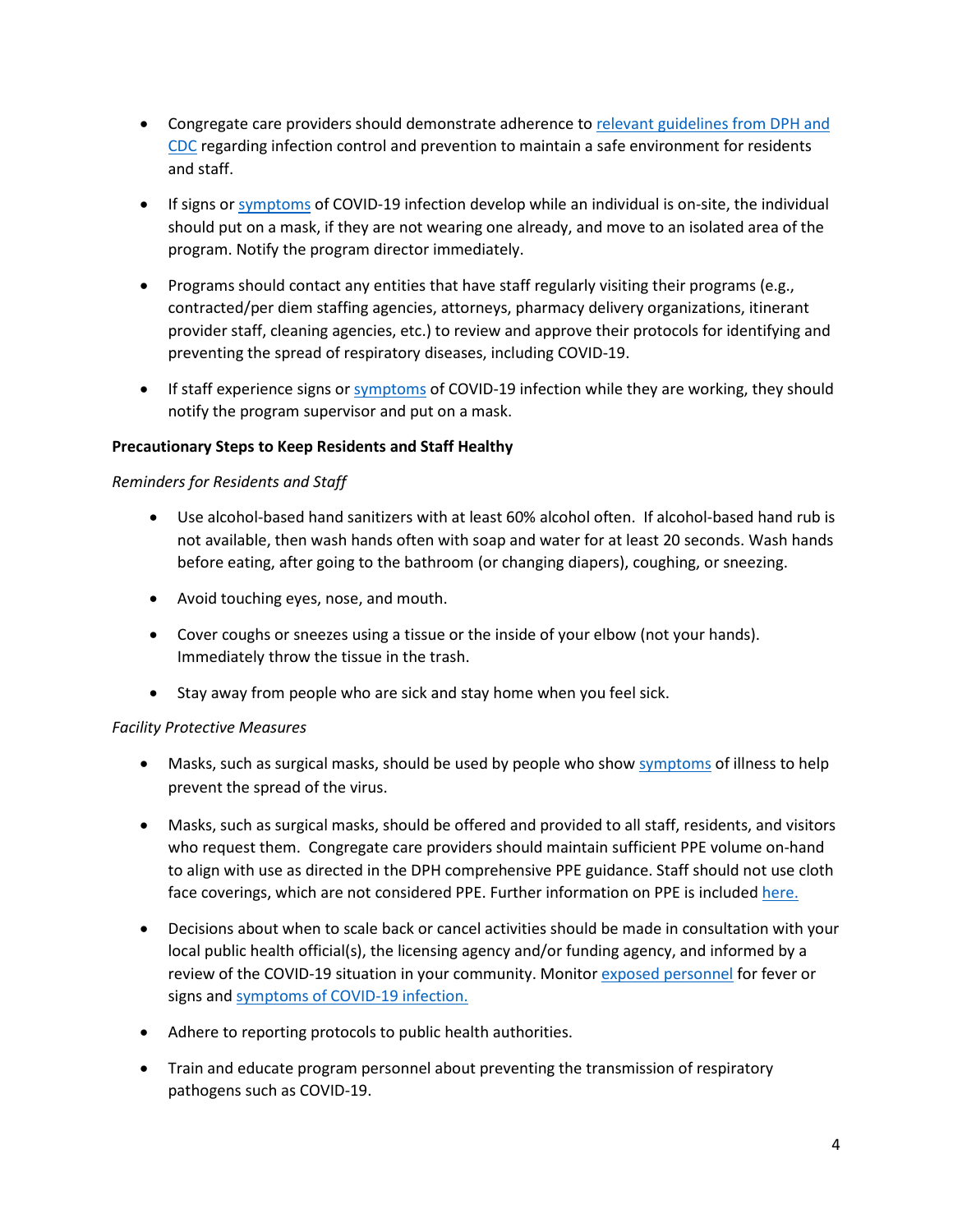- Congregate care providers should demonstrate adherence to relevant guidelines from DPH and CDC regarding infection control and prevention to maintain a safe environment for residents and staff.
- If signs or symptoms of COVID-19 infection develop while an individual is on-site, the individual should put on a mask, if they are not wearing one already, and move to an isolated area of the program. Notify the program director immediately.
- Programs should contact any entities that have staff regularly visiting their programs (e.g., contracted/per diem staffing agencies, attorneys, pharmacy delivery organizations, itinerant provider staff, cleaning agencies, etc.) to review and approve their protocols for identifying and preventing the spread of respiratory diseases, including COVID-19.
- If staff experience signs or symptoms of COVID-19 infection while they are working, they should notify the program supervisor and put on a mask.

**Precautionary Steps to Keep Residents and Staff Healthy**

*Reminders for Residents and Staff*

- Use alcohol-based hand sanitizers with at least 60% alcohol often. If alcohol-based hand rub is not available, then wash hands often with soap and water for at least 20 seconds. Wash hands before eating, after going to the bathroom (or changing diapers), coughing, or sneezing.
- Avoid touching eyes, nose, and mouth.
- Cover coughs or sneezes using a tissue or the inside of your elbow (not your hands). Immediately throw the tissue in the trash.
- Stay away from people who are sick and stay home when you feel sick.

*Facility Protective Measures*

- Masks, such as surgical masks, should be used by people who show symptoms of illness to help prevent the spread of the virus.
- Masks, such as surgical masks, should be offered and provided to all staff, residents, and visitors who request them. Congregate care providers should maintain sufficient PPE volume on-hand to align with use as directed in the DPH comprehensive PPE guidance. Staff should not use cloth face coverings, which are not considered PPE. Further information on PPE is included here.
- Decisions about when to scale back or cancel activities should be made in consultation with your local public health official(s), the licensing agency and/or funding agency, and informed by a review of the COVID-19 situation in your community. Monitor exposed personnel for fever or signs and symptoms of COVID-19 infection.
- Adhere to reporting protocols to public health authorities.
- Train and educate program personnel about preventing the transmission of respiratory pathogens such as COVID-19.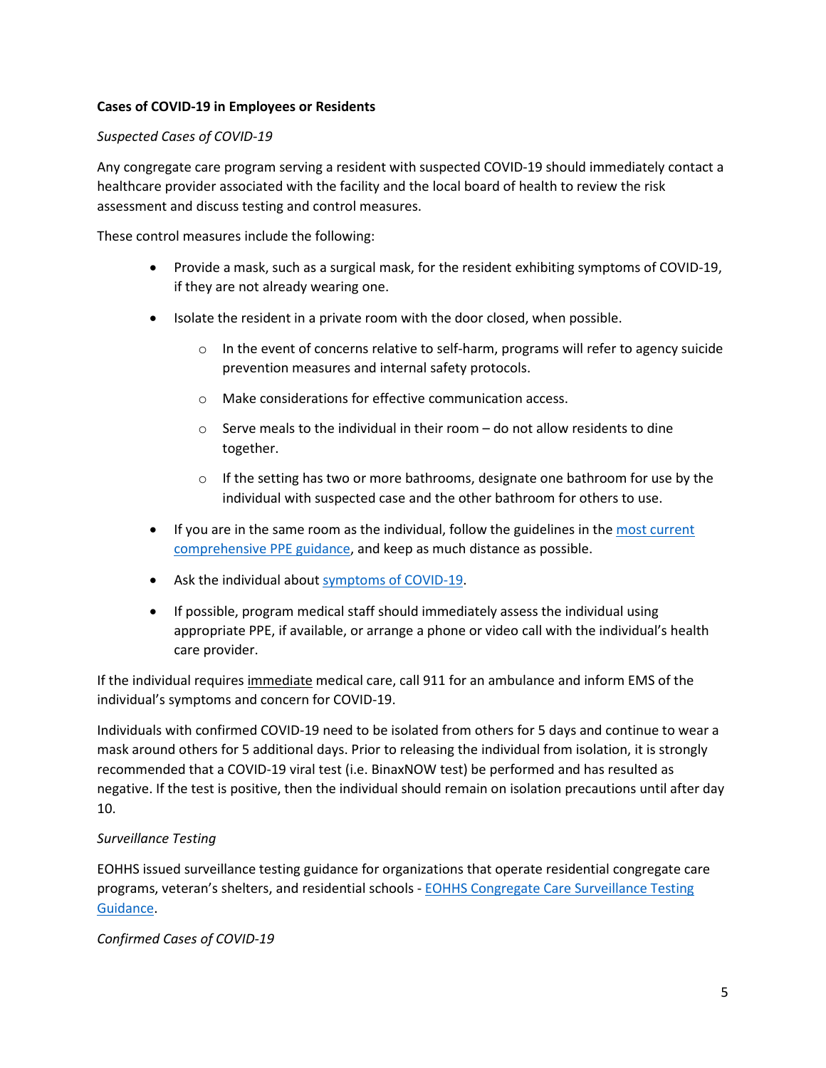**Cases of COVID-19 in Employees or Residents**

*Suspected Cases of COVID-19*

Any congregate care program serving a resident with suspected COVID-19 should immediately contact a healthcare provider associated with the facility and the local board of health to review the risk assessment and discuss testing and control measures.

These control measures include the following:

- Provide a mask, such as a surgical mask, for the resident exhibiting symptoms of COVID-19, if they are not already wearing one.
- Isolate the resident in a private room with the door closed, when possible.
    - In the event of concerns relative to self-harm, programs will refer to agency suicide prevention measures and internal safety protocols.
    - Make considerations for effective communication access.
    - Serve meals to the individual in their room – do not allow residents to dine together.
    - If the setting has two or more bathrooms, designate one bathroom for use by the individual with suspected case and the other bathroom for others to use.
- If you are in the same room as the individual, follow the guidelines in the most current comprehensive PPE guidance, and keep as much distance as possible.
- Ask the individual about symptoms of COVID-19.
- If possible, program medical staff should immediately assess the individual using appropriate PPE, if available, or arrange a phone or video call with the individual's health care provider.

If the individual requires immediate medical care, call 911 for an ambulance and inform EMS of the individual's symptoms and concern for COVID-19.

Individuals with confirmed COVID-19 need to be isolated from others for 5 days and continue to wear a mask around others for 5 additional days. Prior to releasing the individual from isolation, it is strongly recommended that a COVID-19 viral test (i.e. BinaxNOW test) be performed and has resulted as negative. If the test is positive, then the individual should remain on isolation precautions until after day 10.

*Surveillance Testing*

EOHHS issued surveillance testing guidance for organizations that operate residential congregate care programs, veteran's shelters, and residential schools - EOHHS Congregate Care Surveillance Testing Guidance.

*Confirmed Cases of COVID-19*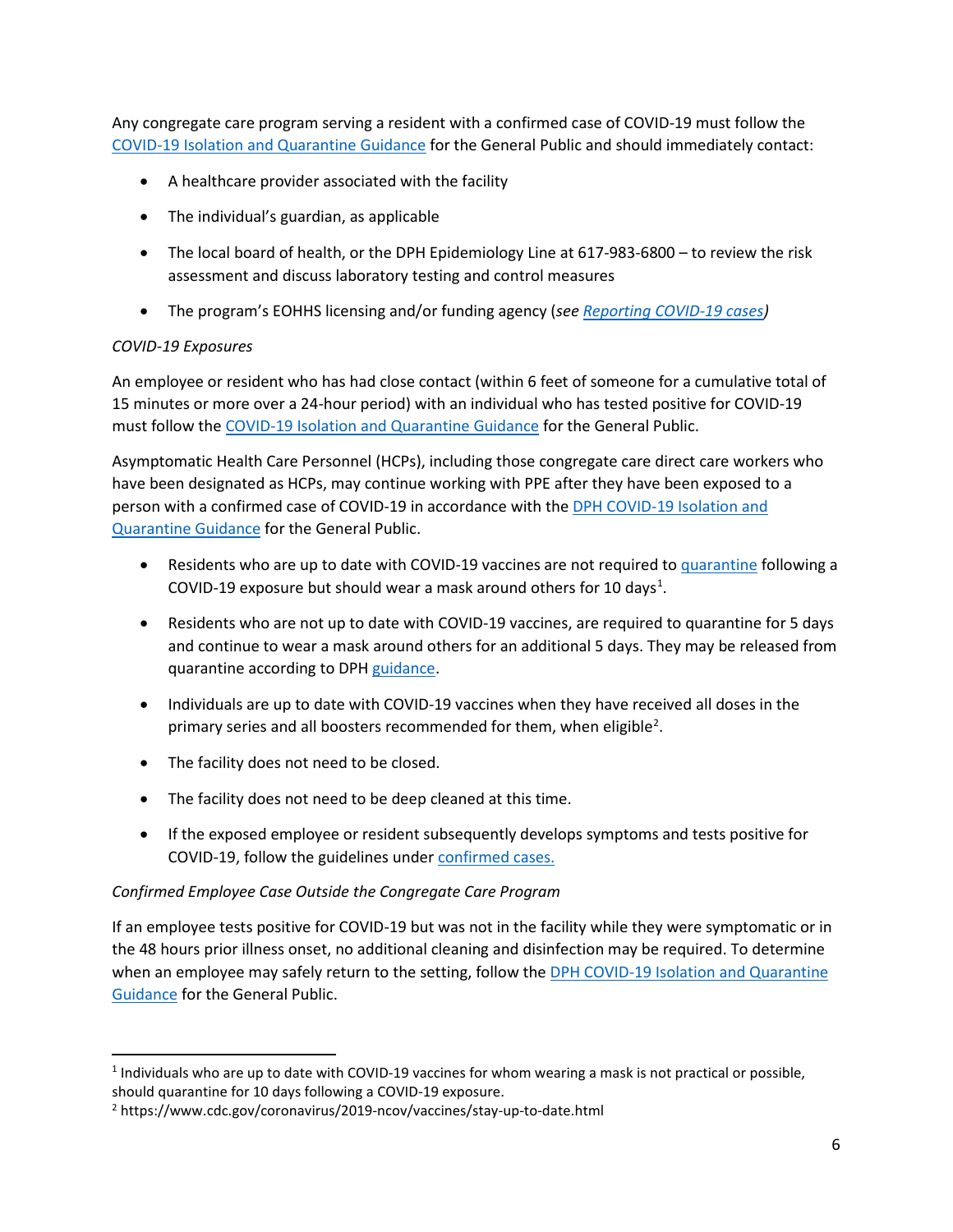Any congregate care program serving a resident with a confirmed case of COVID-19 must follow the COVID-19 Isolation and Quarantine Guidance for the General Public and should immediately contact:

- A healthcare provider associated with the facility
- The individual's guardian, as applicable
- The local board of health, or the DPH Epidemiology Line at 617-983-6800 – to review the risk assessment and discuss laboratory testing and control measures
- The program's EOHHS licensing and/or funding agency (*see Reporting COVID-19 cases*)

*COVID-19 Exposures*

An employee or resident who has had close contact (within 6 feet of someone for a cumulative total of 15 minutes or more over a 24-hour period) with an individual who has tested positive for COVID-19 must follow the COVID-19 Isolation and Quarantine Guidance for the General Public.

Asymptomatic Health Care Personnel (HCPs), including those congregate care direct care workers who have been designated as HCPs, may continue working with PPE after they have been exposed to a person with a confirmed case of COVID-19 in accordance with the DPH COVID-19 Isolation and Quarantine Guidance for the General Public.

- Residents who are up to date with COVID-19 vaccines are not required to quarantine following a COVID-19 exposure but should wear a mask around others for 10 days[1].
- Residents who are not up to date with COVID-19 vaccines, are required to quarantine for 5 days and continue to wear a mask around others for an additional 5 days. They may be released from quarantine according to DPH guidance.
- Individuals are up to date with COVID-19 vaccines when they have received all doses in the primary series and all boosters recommended for them, when eligible[2].
- The facility does not need to be closed.
- The facility does not need to be deep cleaned at this time.
- If the exposed employee or resident subsequently develops symptoms and tests positive for COVID-19, follow the guidelines under confirmed cases.

*Confirmed Employee Case Outside the Congregate Care Program*

If an employee tests positive for COVID-19 but was not in the facility while they were symptomatic or in the 48 hours prior illness onset, no additional cleaning and disinfection may be required. To determine when an employee may safely return to the setting, follow the DPH COVID-19 Isolation and Quarantine Guidance for the General Public.

---

[1] Individuals who are up to date with COVID-19 vaccines for whom wearing a mask is not practical or possible, should quarantine for 10 days following a COVID-19 exposure.

[2] https://www.cdc.gov/coronavirus/2019-ncov/vaccines/stay-up-to-date.html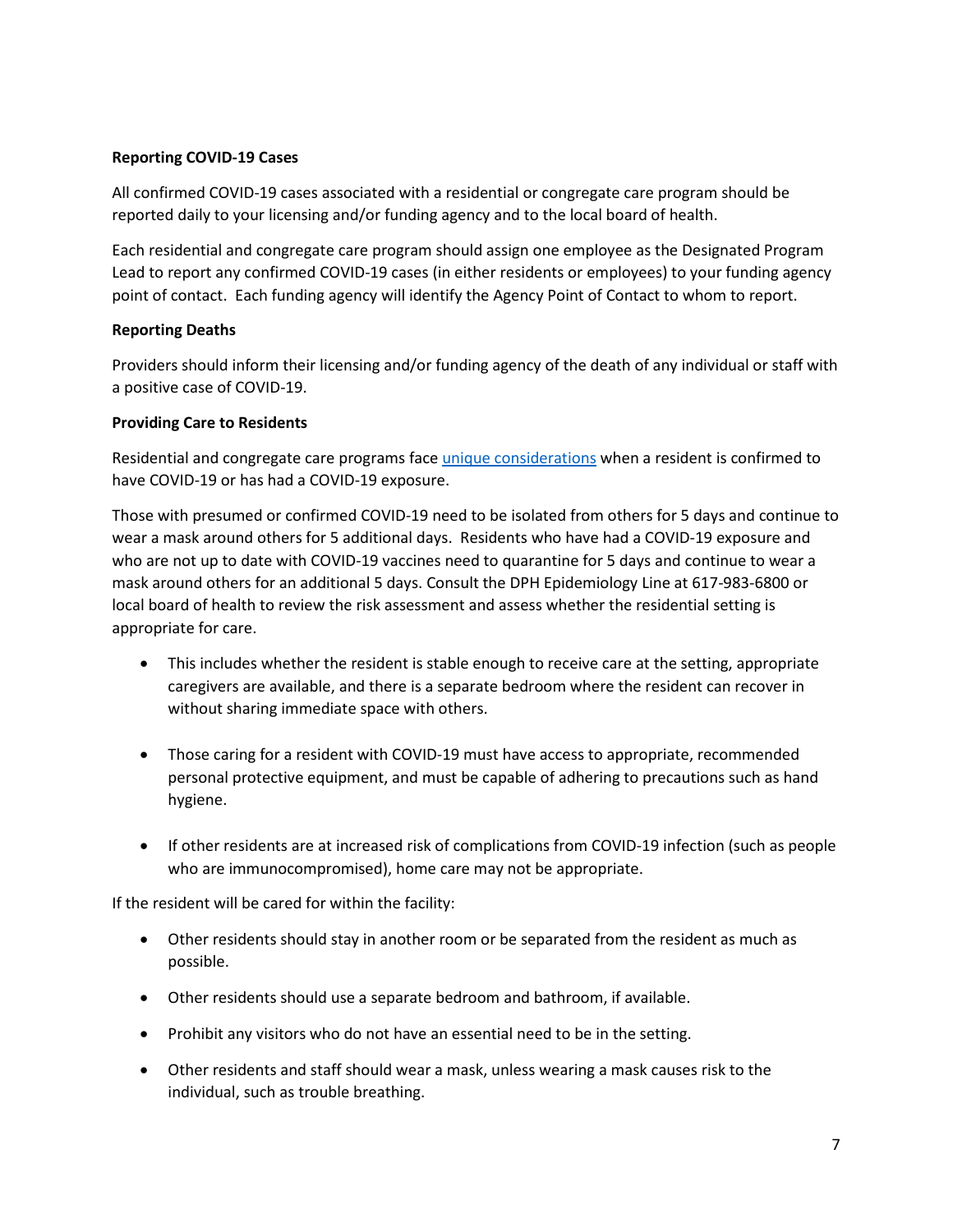**Reporting COVID-19 Cases**

All confirmed COVID-19 cases associated with a residential or congregate care program should be reported daily to your licensing and/or funding agency and to the local board of health.

Each residential and congregate care program should assign one employee as the Designated Program Lead to report any confirmed COVID-19 cases (in either residents or employees) to your funding agency point of contact. Each funding agency will identify the Agency Point of Contact to whom to report.

**Reporting Deaths**

Providers should inform their licensing and/or funding agency of the death of any individual or staff with a positive case of COVID-19.

**Providing Care to Residents**

Residential and congregate care programs face [unique considerations]() when a resident is confirmed to have COVID-19 or has had a COVID-19 exposure.

Those with presumed or confirmed COVID-19 need to be isolated from others for 5 days and continue to wear a mask around others for 5 additional days. Residents who have had a COVID-19 exposure and who are not up to date with COVID-19 vaccines need to quarantine for 5 days and continue to wear a mask around others for an additional 5 days. Consult the DPH Epidemiology Line at 617-983-6800 or local board of health to review the risk assessment and assess whether the residential setting is appropriate for care.

- This includes whether the resident is stable enough to receive care at the setting, appropriate caregivers are available, and there is a separate bedroom where the resident can recover in without sharing immediate space with others.
- Those caring for a resident with COVID-19 must have access to appropriate, recommended personal protective equipment, and must be capable of adhering to precautions such as hand hygiene.
- If other residents are at increased risk of complications from COVID-19 infection (such as people who are immunocompromised), home care may not be appropriate.

If the resident will be cared for within the facility:

- Other residents should stay in another room or be separated from the resident as much as possible.
- Other residents should use a separate bedroom and bathroom, if available.
- Prohibit any visitors who do not have an essential need to be in the setting.
- Other residents and staff should wear a mask, unless wearing a mask causes risk to the individual, such as trouble breathing.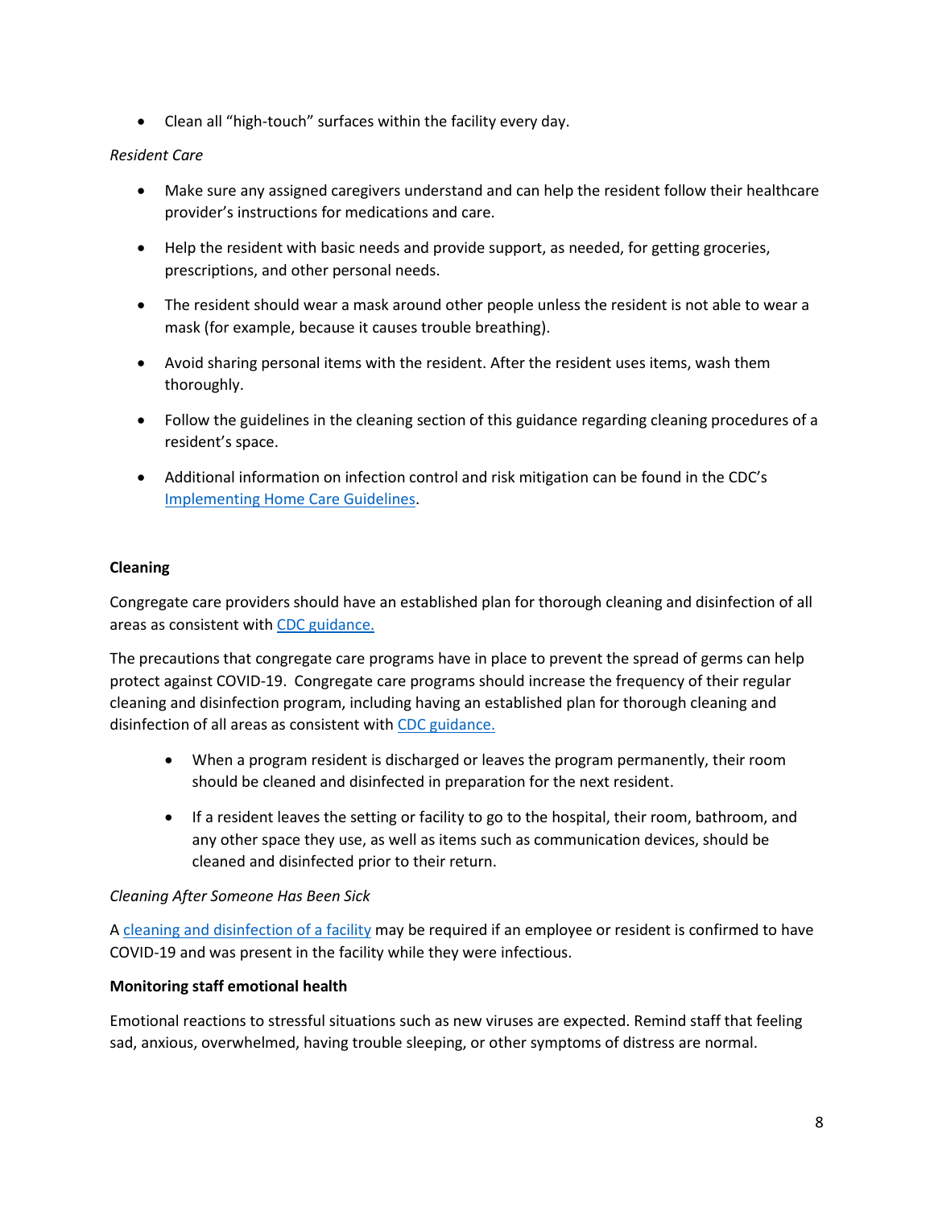- Clean all "high-touch" surfaces within the facility every day.

*Resident Care*

- Make sure any assigned caregivers understand and can help the resident follow their healthcare provider's instructions for medications and care.
- Help the resident with basic needs and provide support, as needed, for getting groceries, prescriptions, and other personal needs.
- The resident should wear a mask around other people unless the resident is not able to wear a mask (for example, because it causes trouble breathing).
- Avoid sharing personal items with the resident. After the resident uses items, wash them thoroughly.
- Follow the guidelines in the cleaning section of this guidance regarding cleaning procedures of a resident's space.
- Additional information on infection control and risk mitigation can be found in the CDC's Implementing Home Care Guidelines.

**Cleaning**

Congregate care providers should have an established plan for thorough cleaning and disinfection of all areas as consistent with CDC guidance.

The precautions that congregate care programs have in place to prevent the spread of germs can help protect against COVID-19. Congregate care programs should increase the frequency of their regular cleaning and disinfection program, including having an established plan for thorough cleaning and disinfection of all areas as consistent with CDC guidance.

- When a program resident is discharged or leaves the program permanently, their room should be cleaned and disinfected in preparation for the next resident.
- If a resident leaves the setting or facility to go to the hospital, their room, bathroom, and any other space they use, as well as items such as communication devices, should be cleaned and disinfected prior to their return.

*Cleaning After Someone Has Been Sick*

A cleaning and disinfection of a facility may be required if an employee or resident is confirmed to have COVID-19 and was present in the facility while they were infectious.

**Monitoring staff emotional health**

Emotional reactions to stressful situations such as new viruses are expected. Remind staff that feeling sad, anxious, overwhelmed, having trouble sleeping, or other symptoms of distress are normal.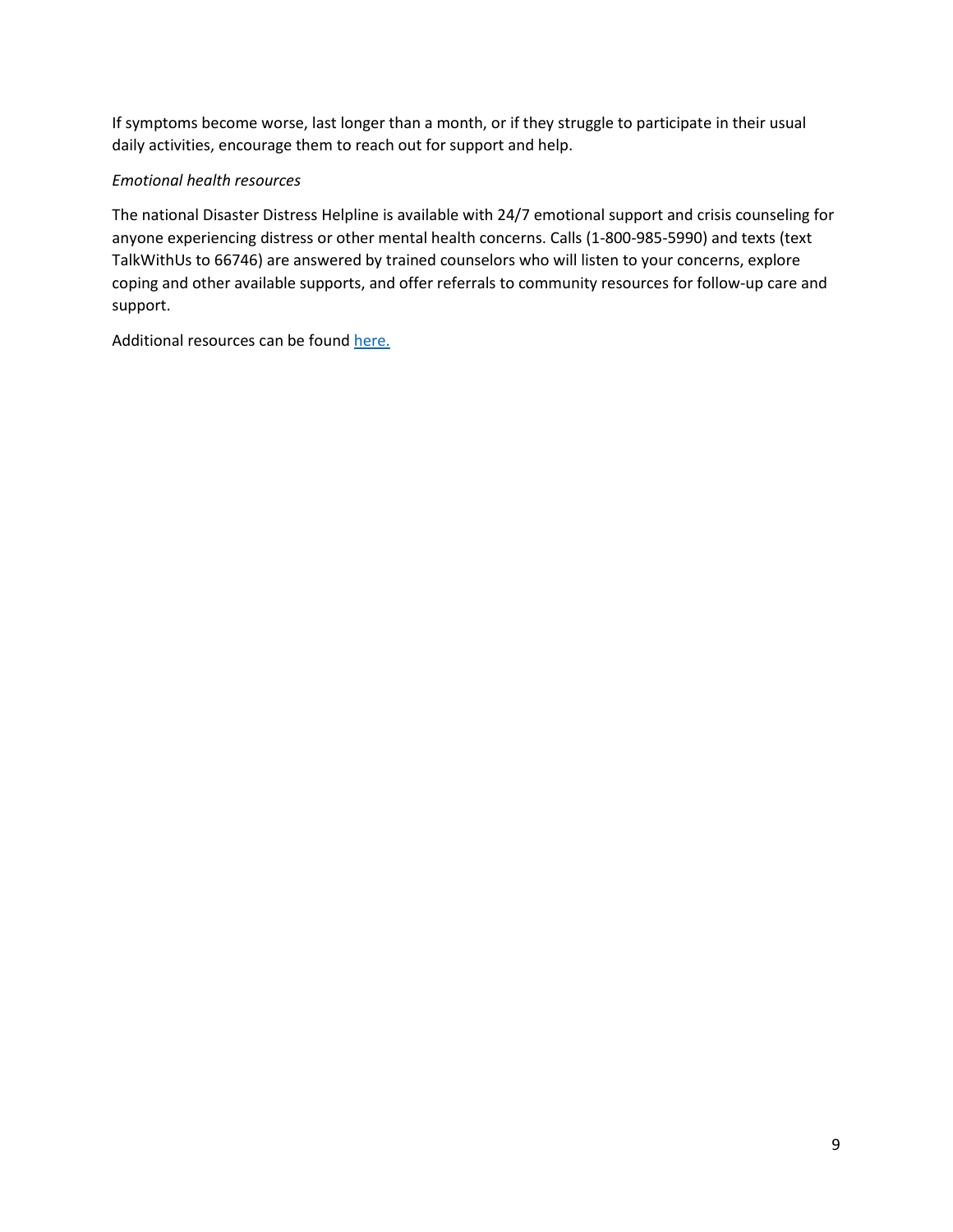If symptoms become worse, last longer than a month, or if they struggle to participate in their usual daily activities, encourage them to reach out for support and help.

*Emotional health resources*

The national Disaster Distress Helpline is available with 24/7 emotional support and crisis counseling for anyone experiencing distress or other mental health concerns. Calls (1-800-985-5990) and texts (text TalkWithUs to 66746) are answered by trained counselors who will listen to your concerns, explore coping and other available supports, and offer referrals to community resources for follow-up care and support.

Additional resources can be found here.